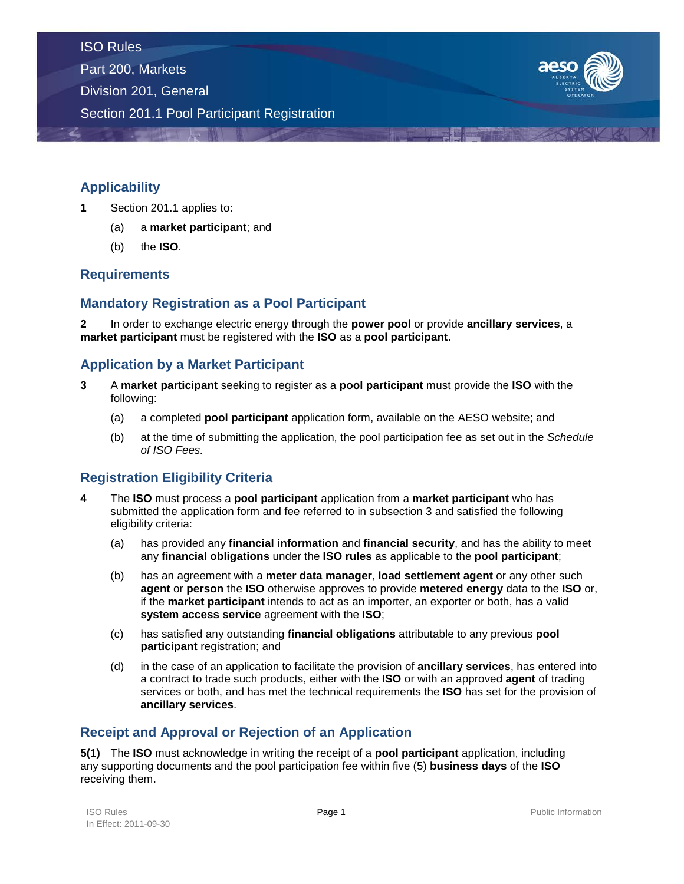ISO Rules
Part 200, Markets
Division 201, General
Section 201.1 Pool Participant Registration

## Applicability

**1** Section 201.1 applies to:

(a) a **market participant**; and

(b) the **ISO**.

## Requirements

### Mandatory Registration as a Pool Participant

**2** In order to exchange electric energy through the **power pool** or provide **ancillary services**, a **market participant** must be registered with the **ISO** as a **pool participant**.

### Application by a Market Participant

**3** A **market participant** seeking to register as a **pool participant** must provide the **ISO** with the following:

(a) a completed **pool participant** application form, available on the AESO website; and

(b) at the time of submitting the application, the pool participation fee as set out in the *Schedule of ISO Fees.*

### Registration Eligibility Criteria

**4** The **ISO** must process a **pool participant** application from a **market participant** who has submitted the application form and fee referred to in subsection 3 and satisfied the following eligibility criteria:

(a) has provided any **financial information** and **financial security**, and has the ability to meet any **financial obligations** under the **ISO rules** as applicable to the **pool participant**;

(b) has an agreement with a **meter data manager**, **load settlement agent** or any other such **agent** or **person** the **ISO** otherwise approves to provide **metered energy** data to the **ISO** or, if the **market participant** intends to act as an importer, an exporter or both, has a valid **system access service** agreement with the **ISO**;

(c) has satisfied any outstanding **financial obligations** attributable to any previous **pool participant** registration; and

(d) in the case of an application to facilitate the provision of **ancillary services**, has entered into a contract to trade such products, either with the **ISO** or with an approved **agent** of trading services or both, and has met the technical requirements the **ISO** has set for the provision of **ancillary services**.

### Receipt and Approval or Rejection of an Application

**5(1)** The **ISO** must acknowledge in writing the receipt of a **pool participant** application, including any supporting documents and the pool participation fee within five (5) **business days** of the **ISO** receiving them.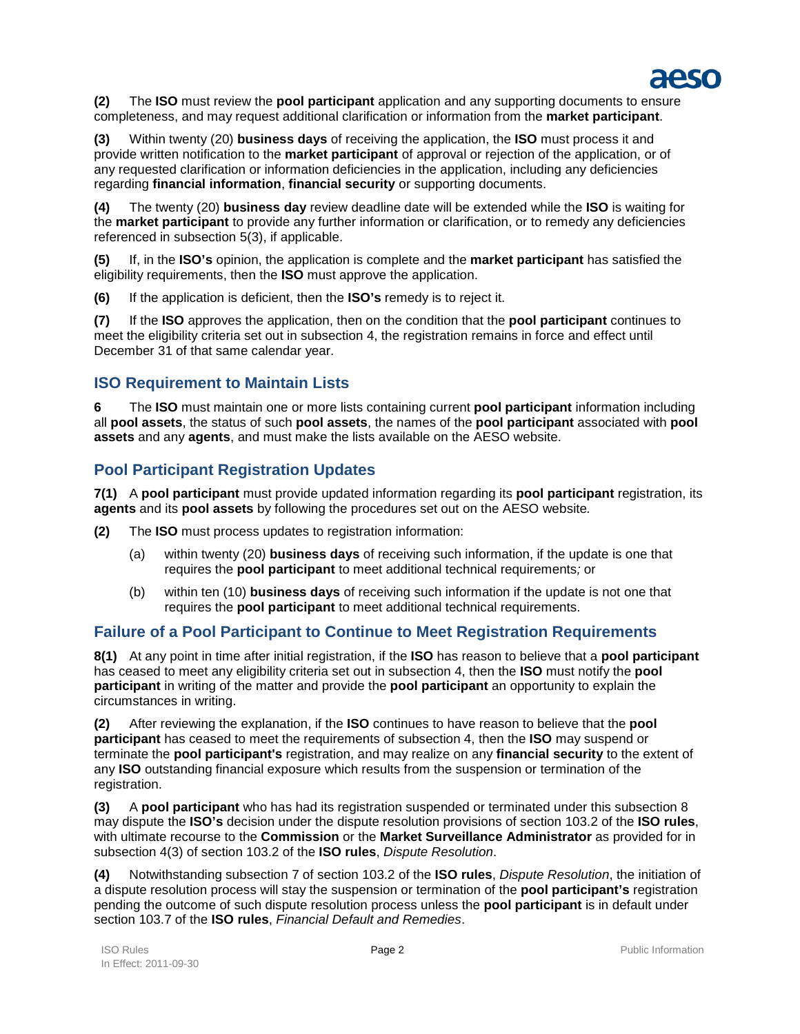**(2)** The **ISO** must review the **pool participant** application and any supporting documents to ensure completeness, and may request additional clarification or information from the **market participant**.

**(3)** Within twenty (20) **business days** of receiving the application, the **ISO** must process it and provide written notification to the **market participant** of approval or rejection of the application, or of any requested clarification or information deficiencies in the application, including any deficiencies regarding **financial information**, **financial security** or supporting documents.

**(4)** The twenty (20) **business day** review deadline date will be extended while the **ISO** is waiting for the **market participant** to provide any further information or clarification, or to remedy any deficiencies referenced in subsection 5(3), if applicable.

**(5)** If, in the **ISO's** opinion, the application is complete and the **market participant** has satisfied the eligibility requirements, then the **ISO** must approve the application.

**(6)** If the application is deficient, then the **ISO's** remedy is to reject it.

**(7)** If the **ISO** approves the application, then on the condition that the **pool participant** continues to meet the eligibility criteria set out in subsection 4, the registration remains in force and effect until December 31 of that same calendar year.

## ISO Requirement to Maintain Lists

**6** The **ISO** must maintain one or more lists containing current **pool participant** information including all **pool assets**, the status of such **pool assets**, the names of the **pool participant** associated with **pool assets** and any **agents**, and must make the lists available on the AESO website.

## Pool Participant Registration Updates

**7(1)** A **pool participant** must provide updated information regarding its **pool participant** registration, its **agents** and its **pool assets** by following the procedures set out on the AESO website.

**(2)** The **ISO** must process updates to registration information:

(a) within twenty (20) **business days** of receiving such information, if the update is one that requires the **pool participant** to meet additional technical requirements; or

(b) within ten (10) **business days** of receiving such information if the update is not one that requires the **pool participant** to meet additional technical requirements.

## Failure of a Pool Participant to Continue to Meet Registration Requirements

**8(1)** At any point in time after initial registration, if the **ISO** has reason to believe that a **pool participant** has ceased to meet any eligibility criteria set out in subsection 4, then the **ISO** must notify the **pool participant** in writing of the matter and provide the **pool participant** an opportunity to explain the circumstances in writing.

**(2)** After reviewing the explanation, if the **ISO** continues to have reason to believe that the **pool participant** has ceased to meet the requirements of subsection 4, then the **ISO** may suspend or terminate the **pool participant's** registration, and may realize on any **financial security** to the extent of any **ISO** outstanding financial exposure which results from the suspension or termination of the registration.

**(3)** A **pool participant** who has had its registration suspended or terminated under this subsection 8 may dispute the **ISO's** decision under the dispute resolution provisions of section 103.2 of the **ISO rules**, with ultimate recourse to the **Commission** or the **Market Surveillance Administrator** as provided for in subsection 4(3) of section 103.2 of the **ISO rules**, *Dispute Resolution*.

**(4)** Notwithstanding subsection 7 of section 103.2 of the **ISO rules**, *Dispute Resolution*, the initiation of a dispute resolution process will stay the suspension or termination of the **pool participant's** registration pending the outcome of such dispute resolution process unless the **pool participant** is in default under section 103.7 of the **ISO rules**, *Financial Default and Remedies*.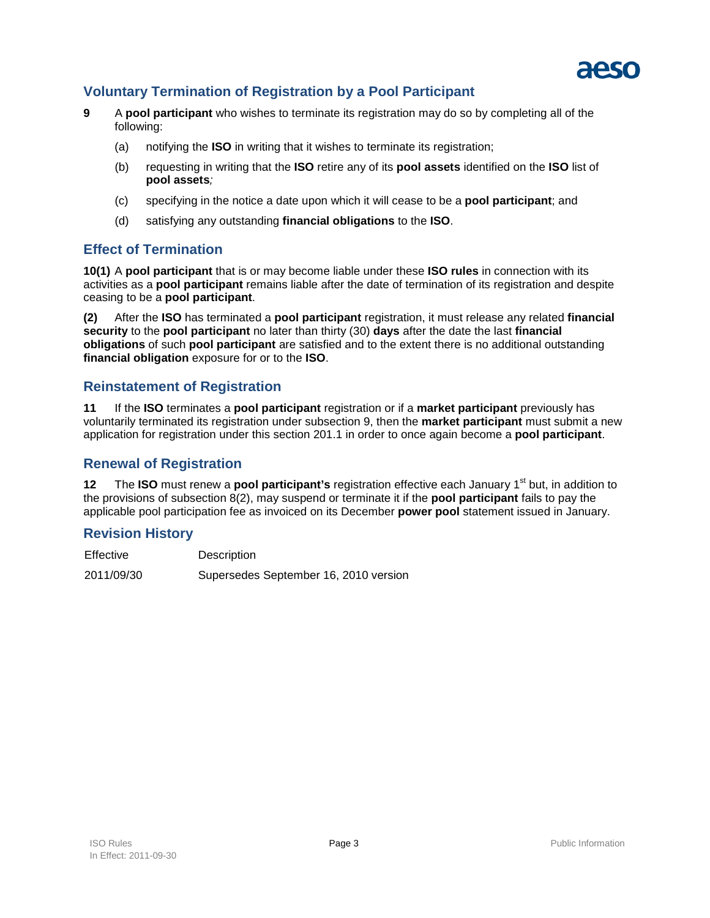## Voluntary Termination of Registration by a Pool Participant

**9** A **pool participant** who wishes to terminate its registration may do so by completing all of the following:

(a) notifying the **ISO** in writing that it wishes to terminate its registration;

(b) requesting in writing that the **ISO** retire any of its **pool assets** identified on the **ISO** list of **pool assets**;

(c) specifying in the notice a date upon which it will cease to be a **pool participant**; and

(d) satisfying any outstanding **financial obligations** to the **ISO**.

## Effect of Termination

**10(1)** A **pool participant** that is or may become liable under these **ISO rules** in connection with its activities as a **pool participant** remains liable after the date of termination of its registration and despite ceasing to be a **pool participant**.

**(2)** After the **ISO** has terminated a **pool participant** registration, it must release any related **financial security** to the **pool participant** no later than thirty (30) **days** after the date the last **financial obligations** of such **pool participant** are satisfied and to the extent there is no additional outstanding **financial obligation** exposure for or to the **ISO**.

## Reinstatement of Registration

**11** If the **ISO** terminates a **pool participant** registration or if a **market participant** previously has voluntarily terminated its registration under subsection 9, then the **market participant** must submit a new application for registration under this section 201.1 in order to once again become a **pool participant**.

## Renewal of Registration

**12** The **ISO** must renew a **pool participant's** registration effective each January 1st but, in addition to the provisions of subsection 8(2), may suspend or terminate it if the **pool participant** fails to pay the applicable pool participation fee as invoiced on its December **power pool** statement issued in January.

## Revision History

| Effective | Description |
|---|---|
| 2011/09/30 | Supersedes September 16, 2010 version |